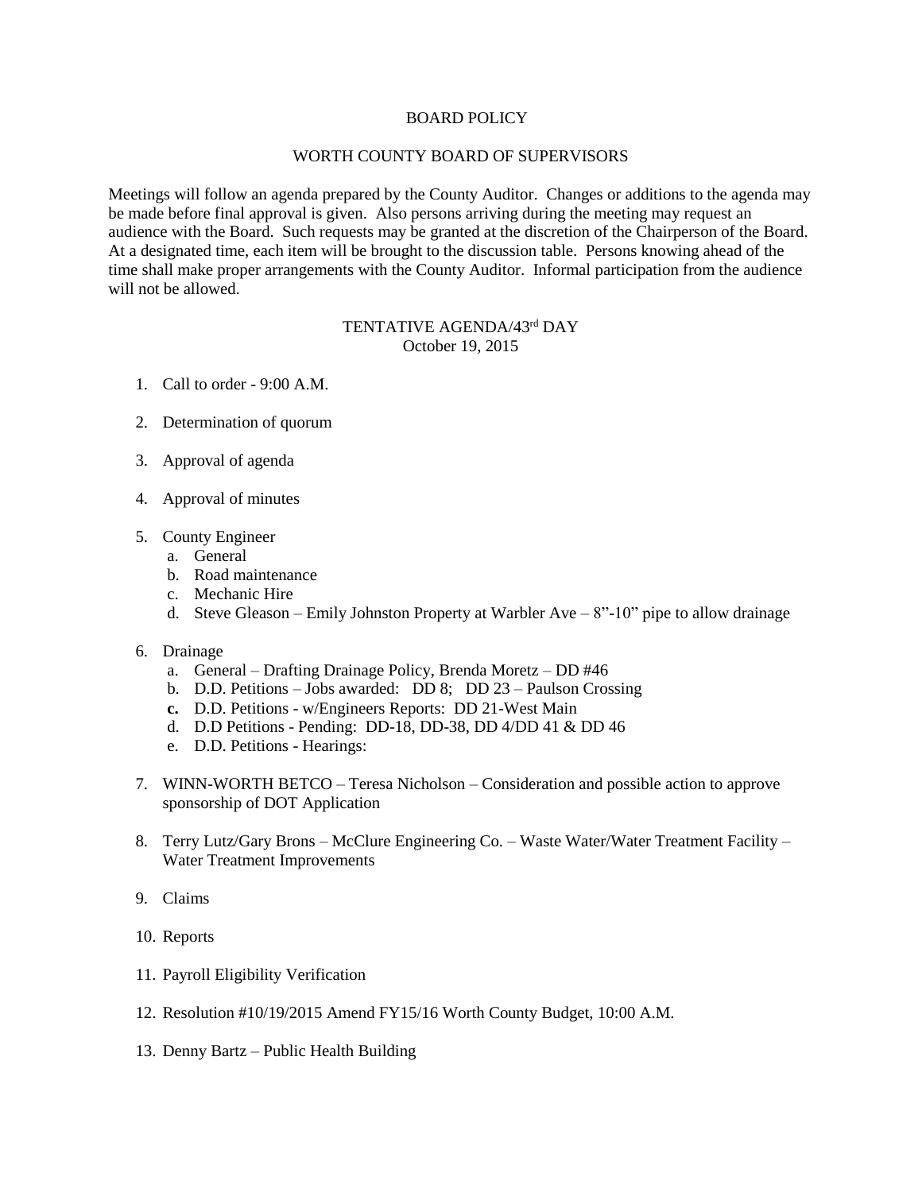# BOARD POLICY

## WORTH COUNTY BOARD OF SUPERVISORS

Meetings will follow an agenda prepared by the County Auditor. Changes or additions to the agenda may be made before final approval is given. Also persons arriving during the meeting may request an audience with the Board. Such requests may be granted at the discretion of the Chairperson of the Board. At a designated time, each item will be brought to the discussion table. Persons knowing ahead of the time shall make proper arrangements with the County Auditor. Informal participation from the audience will not be allowed.

## TENTATIVE AGENDA/43rd DAY
October 19, 2015

1. Call to order - 9:00 A.M.

2. Determination of quorum

3. Approval of agenda

4. Approval of minutes

5. County Engineer
   a. General
   b. Road maintenance
   c. Mechanic Hire
   d. Steve Gleason – Emily Johnston Property at Warbler Ave – 8"-10" pipe to allow drainage

6. Drainage
   a. General – Drafting Drainage Policy, Brenda Moretz – DD #46
   b. D.D. Petitions – Jobs awarded: DD 8; DD 23 – Paulson Crossing
   **c.** D.D. Petitions - w/Engineers Reports: DD 21-West Main
   d. D.D Petitions - Pending: DD-18, DD-38, DD 4/DD 41 & DD 46
   e. D.D. Petitions - Hearings:

7. WINN-WORTH BETCO – Teresa Nicholson – Consideration and possible action to approve sponsorship of DOT Application

8. Terry Lutz/Gary Brons – McClure Engineering Co. – Waste Water/Water Treatment Facility – Water Treatment Improvements

9. Claims

10. Reports

11. Payroll Eligibility Verification

12. Resolution #10/19/2015 Amend FY15/16 Worth County Budget, 10:00 A.M.

13. Denny Bartz – Public Health Building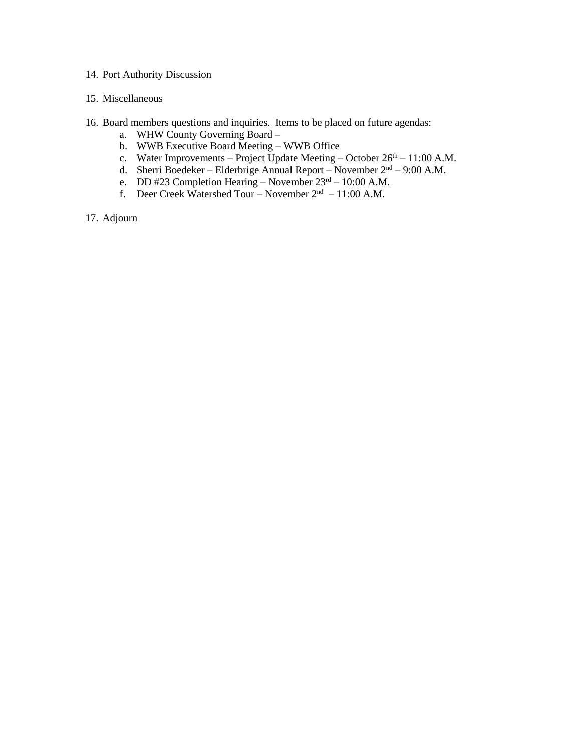14. Port Authority Discussion

15. Miscellaneous

16. Board members questions and inquiries. Items to be placed on future agendas:
    a. WHW County Governing Board –
    b. WWB Executive Board Meeting – WWB Office
    c. Water Improvements – Project Update Meeting – October 26th – 11:00 A.M.
    d. Sherri Boedeker – Elderbrige Annual Report – November 2nd – 9:00 A.M.
    e. DD #23 Completion Hearing – November 23rd – 10:00 A.M.
    f. Deer Creek Watershed Tour – November 2nd – 11:00 A.M.

17. Adjourn